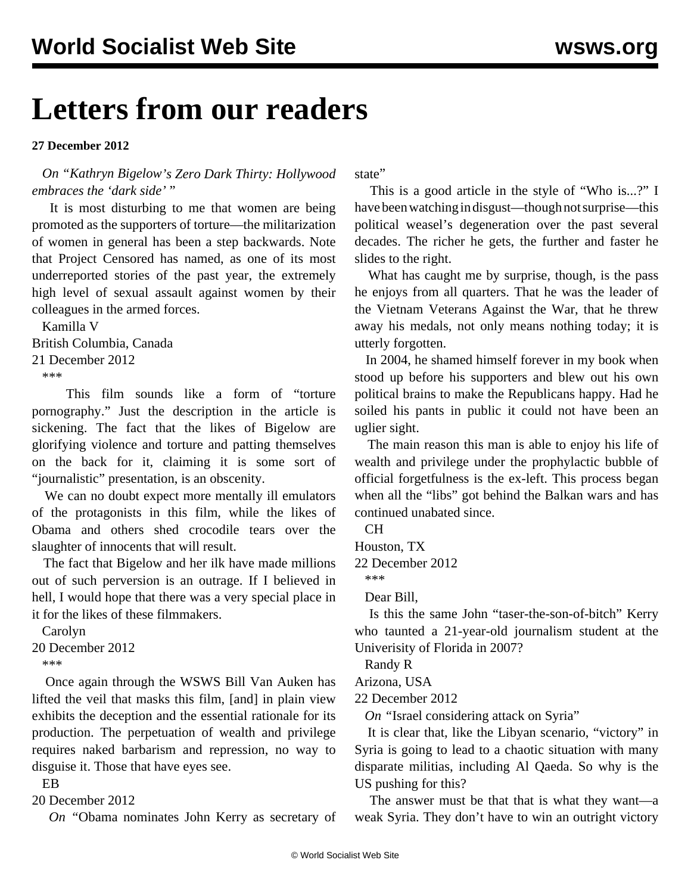# Letters from our readers

**27 December 2012**

*On "Kathryn Bigelow's Zero Dark Thirty: Hollywood embraces the 'dark side'"*

It is most disturbing to me that women are being promoted as the supporters of torture—the militarization of women in general has been a step backwards. Note that Project Censored has named, as one of its most underreported stories of the past year, the extremely high level of sexual assault against women by their colleagues in the armed forces.

Kamilla V
British Columbia, Canada
21 December 2012

***

This film sounds like a form of "torture pornography." Just the description in the article is sickening. The fact that the likes of Bigelow are glorifying violence and torture and patting themselves on the back for it, claiming it is some sort of "journalistic" presentation, is an obscenity.

We can no doubt expect more mentally ill emulators of the protagonists in this film, while the likes of Obama and others shed crocodile tears over the slaughter of innocents that will result.

The fact that Bigelow and her ilk have made millions out of such perversion is an outrage. If I believed in hell, I would hope that there was a very special place in it for the likes of these filmmakers.

Carolyn
20 December 2012

***

Once again through the WSWS Bill Van Auken has lifted the veil that masks this film, [and] in plain view exhibits the deception and the essential rationale for its production. The perpetuation of wealth and privilege requires naked barbarism and repression, no way to disguise it. Those that have eyes see.

EB
20 December 2012

*On "Obama nominates John Kerry as secretary of state"*

This is a good article in the style of "Who is...?" I have been watching in disgust—though not surprise—this political weasel's degeneration over the past several decades. The richer he gets, the further and faster he slides to the right.

What has caught me by surprise, though, is the pass he enjoys from all quarters. That he was the leader of the Vietnam Veterans Against the War, that he threw away his medals, not only means nothing today; it is utterly forgotten.

In 2004, he shamed himself forever in my book when stood up before his supporters and blew out his own political brains to make the Republicans happy. Had he soiled his pants in public it could not have been an uglier sight.

The main reason this man is able to enjoy his life of wealth and privilege under the prophylactic bubble of official forgetfulness is the ex-left. This process began when all the "libs" got behind the Balkan wars and has continued unabated since.

CH
Houston, TX
22 December 2012

***

Dear Bill,

Is this the same John "taser-the-son-of-bitch" Kerry who taunted a 21-year-old journalism student at the Univerisity of Florida in 2007?

Randy R
Arizona, USA
22 December 2012

*On "Israel considering attack on Syria"*

It is clear that, like the Libyan scenario, "victory" in Syria is going to lead to a chaotic situation with many disparate militias, including Al Qaeda. So why is the US pushing for this?

The answer must be that that is what they want—a weak Syria. They don't have to win an outright victory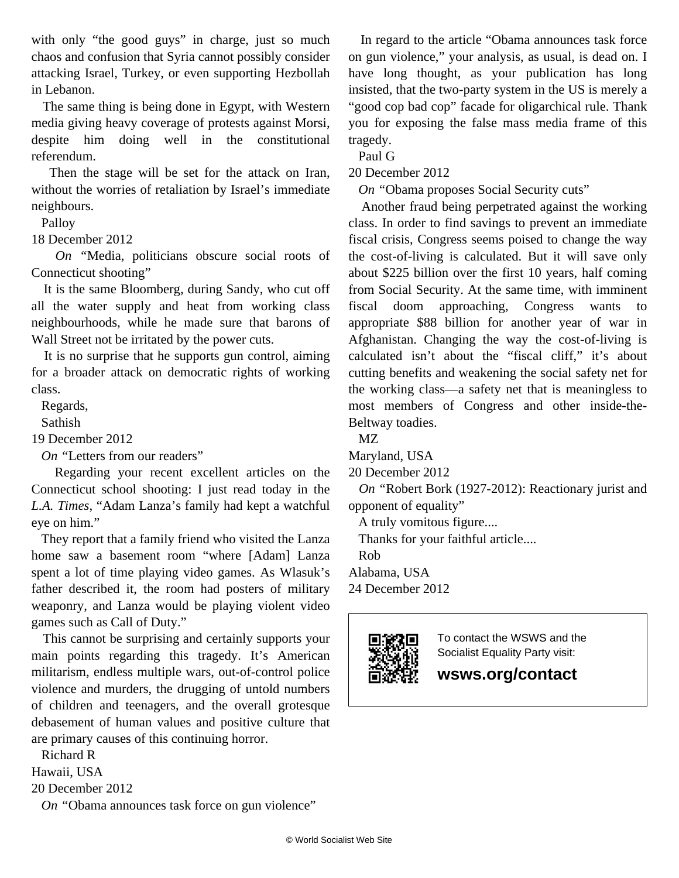with only "the good guys" in charge, just so much chaos and confusion that Syria cannot possibly consider attacking Israel, Turkey, or even supporting Hezbollah in Lebanon.

The same thing is being done in Egypt, with Western media giving heavy coverage of protests against Morsi, despite him doing well in the constitutional referendum.

Then the stage will be set for the attack on Iran, without the worries of retaliation by Israel's immediate neighbours.

Palloy

18 December 2012

*On* "Media, politicians obscure social roots of Connecticut shooting"

It is the same Bloomberg, during Sandy, who cut off all the water supply and heat from working class neighbourhoods, while he made sure that barons of Wall Street not be irritated by the power cuts.

It is no surprise that he supports gun control, aiming for a broader attack on democratic rights of working class.

Regards,

Sathish

19 December 2012

*On* "Letters from our readers"

Regarding your recent excellent articles on the Connecticut school shooting: I just read today in the *L.A. Times*, "Adam Lanza's family had kept a watchful eye on him."

They report that a family friend who visited the Lanza home saw a basement room "where [Adam] Lanza spent a lot of time playing video games. As Wlasuk's father described it, the room had posters of military weaponry, and Lanza would be playing violent video games such as Call of Duty."

This cannot be surprising and certainly supports your main points regarding this tragedy. It's American militarism, endless multiple wars, out-of-control police violence and murders, the drugging of untold numbers of children and teenagers, and the overall grotesque debasement of human values and positive culture that are primary causes of this continuing horror.

Richard R

Hawaii, USA

20 December 2012

*On* "Obama announces task force on gun violence"

In regard to the article "Obama announces task force on gun violence," your analysis, as usual, is dead on. I have long thought, as your publication has long insisted, that the two-party system in the US is merely a "good cop bad cop" facade for oligarchical rule. Thank you for exposing the false mass media frame of this tragedy.

Paul G

20 December 2012

*On* "Obama proposes Social Security cuts"

Another fraud being perpetrated against the working class. In order to find savings to prevent an immediate fiscal crisis, Congress seems poised to change the way the cost-of-living is calculated. But it will save only about $225 billion over the first 10 years, half coming from Social Security. At the same time, with imminent fiscal doom approaching, Congress wants to appropriate $88 billion for another year of war in Afghanistan. Changing the way the cost-of-living is calculated isn't about the "fiscal cliff," it's about cutting benefits and weakening the social safety net for the working class—a safety net that is meaningless to most members of Congress and other inside-the-Beltway toadies.

MZ

Maryland, USA

20 December 2012

*On* "Robert Bork (1927-2012): Reactionary jurist and opponent of equality"

A truly vomitous figure....

Thanks for your faithful article....

Rob

Alabama, USA

24 December 2012

To contact the WSWS and the Socialist Equality Party visit:

**wsws.org/contact**